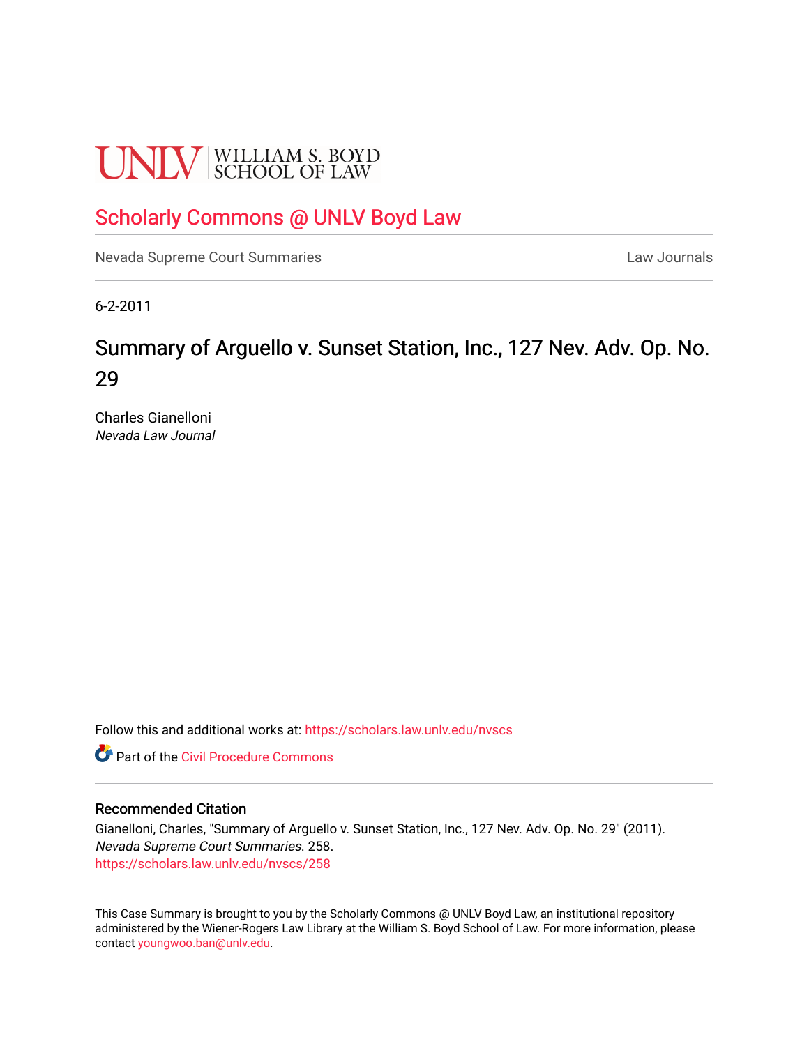UNLV | WILLIAM S. BOYD SCHOOL OF LAW

# Scholarly Commons @ UNLV Boyd Law

Nevada Supreme Court Summaries

Law Journals

6-2-2011

## Summary of Arguello v. Sunset Station, Inc., 127 Nev. Adv. Op. No. 29

Charles Gianelloni
*Nevada Law Journal*

Follow this and additional works at: https://scholars.law.unlv.edu/nvscs

Part of the Civil Procedure Commons

### Recommended Citation

Gianelloni, Charles, "Summary of Arguello v. Sunset Station, Inc., 127 Nev. Adv. Op. No. 29" (2011). *Nevada Supreme Court Summaries*. 258.
https://scholars.law.unlv.edu/nvscs/258

This Case Summary is brought to you by the Scholarly Commons @ UNLV Boyd Law, an institutional repository administered by the Wiener-Rogers Law Library at the William S. Boyd School of Law. For more information, please contact youngwoo.ban@unlv.edu.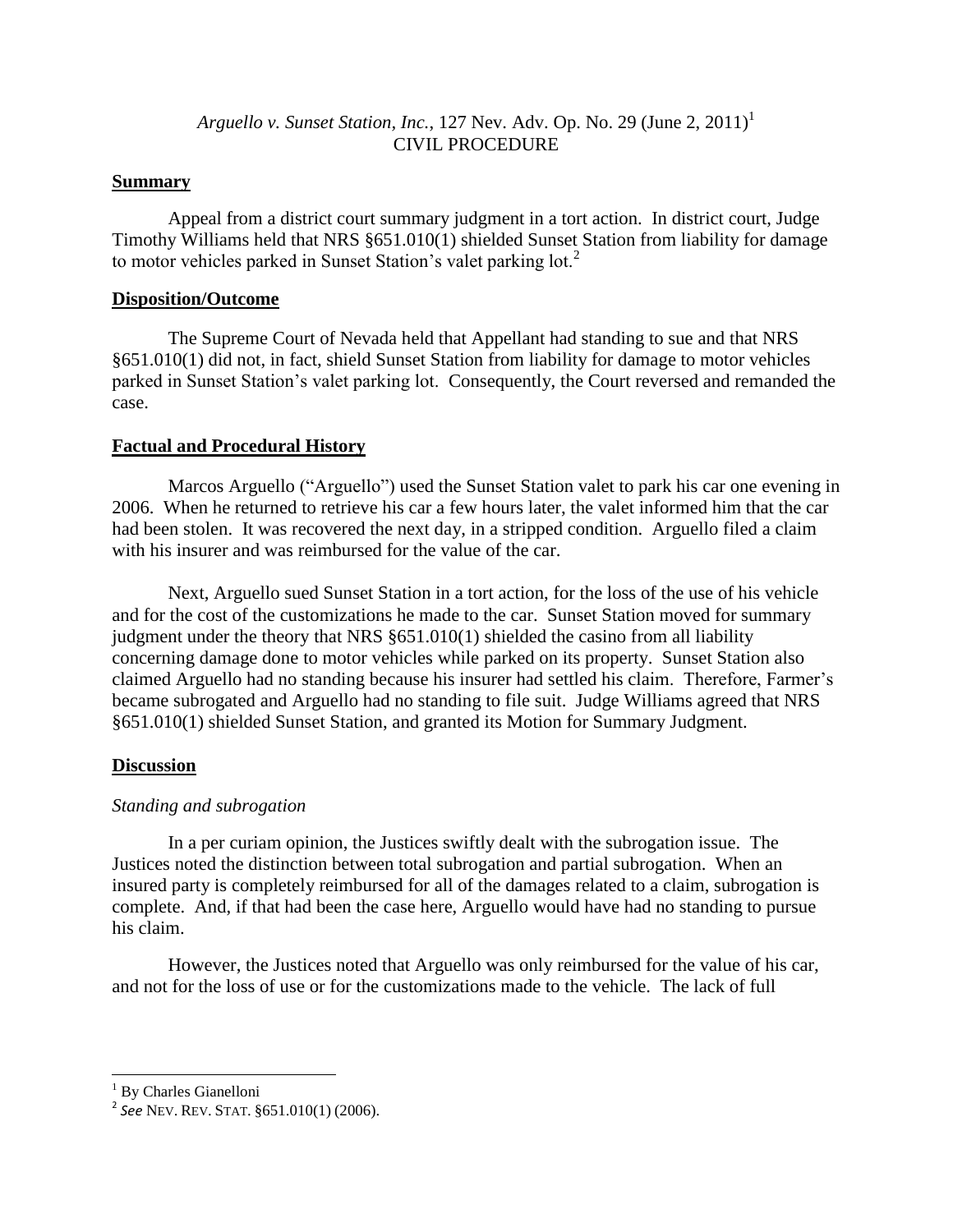*Arguello v. Sunset Station, Inc.*, 127 Nev. Adv. Op. No. 29 (June 2, 2011)[1]
CIVIL PROCEDURE

## Summary

Appeal from a district court summary judgment in a tort action. In district court, Judge Timothy Williams held that NRS §651.010(1) shielded Sunset Station from liability for damage to motor vehicles parked in Sunset Station's valet parking lot.[2]

## Disposition/Outcome

The Supreme Court of Nevada held that Appellant had standing to sue and that NRS §651.010(1) did not, in fact, shield Sunset Station from liability for damage to motor vehicles parked in Sunset Station's valet parking lot. Consequently, the Court reversed and remanded the case.

## Factual and Procedural History

Marcos Arguello ("Arguello") used the Sunset Station valet to park his car one evening in 2006. When he returned to retrieve his car a few hours later, the valet informed him that the car had been stolen. It was recovered the next day, in a stripped condition. Arguello filed a claim with his insurer and was reimbursed for the value of the car.

Next, Arguello sued Sunset Station in a tort action, for the loss of the use of his vehicle and for the cost of the customizations he made to the car. Sunset Station moved for summary judgment under the theory that NRS §651.010(1) shielded the casino from all liability concerning damage done to motor vehicles while parked on its property. Sunset Station also claimed Arguello had no standing because his insurer had settled his claim. Therefore, Farmer's became subrogated and Arguello had no standing to file suit. Judge Williams agreed that NRS §651.010(1) shielded Sunset Station, and granted its Motion for Summary Judgment.

## Discussion

### *Standing and subrogation*

In a per curiam opinion, the Justices swiftly dealt with the subrogation issue. The Justices noted the distinction between total subrogation and partial subrogation. When an insured party is completely reimbursed for all of the damages related to a claim, subrogation is complete. And, if that had been the case here, Arguello would have had no standing to pursue his claim.

However, the Justices noted that Arguello was only reimbursed for the value of his car, and not for the loss of use or for the customizations made to the vehicle. The lack of full

---

[1] By Charles Gianelloni

[2] *See* NEV. REV. STAT. §651.010(1) (2006).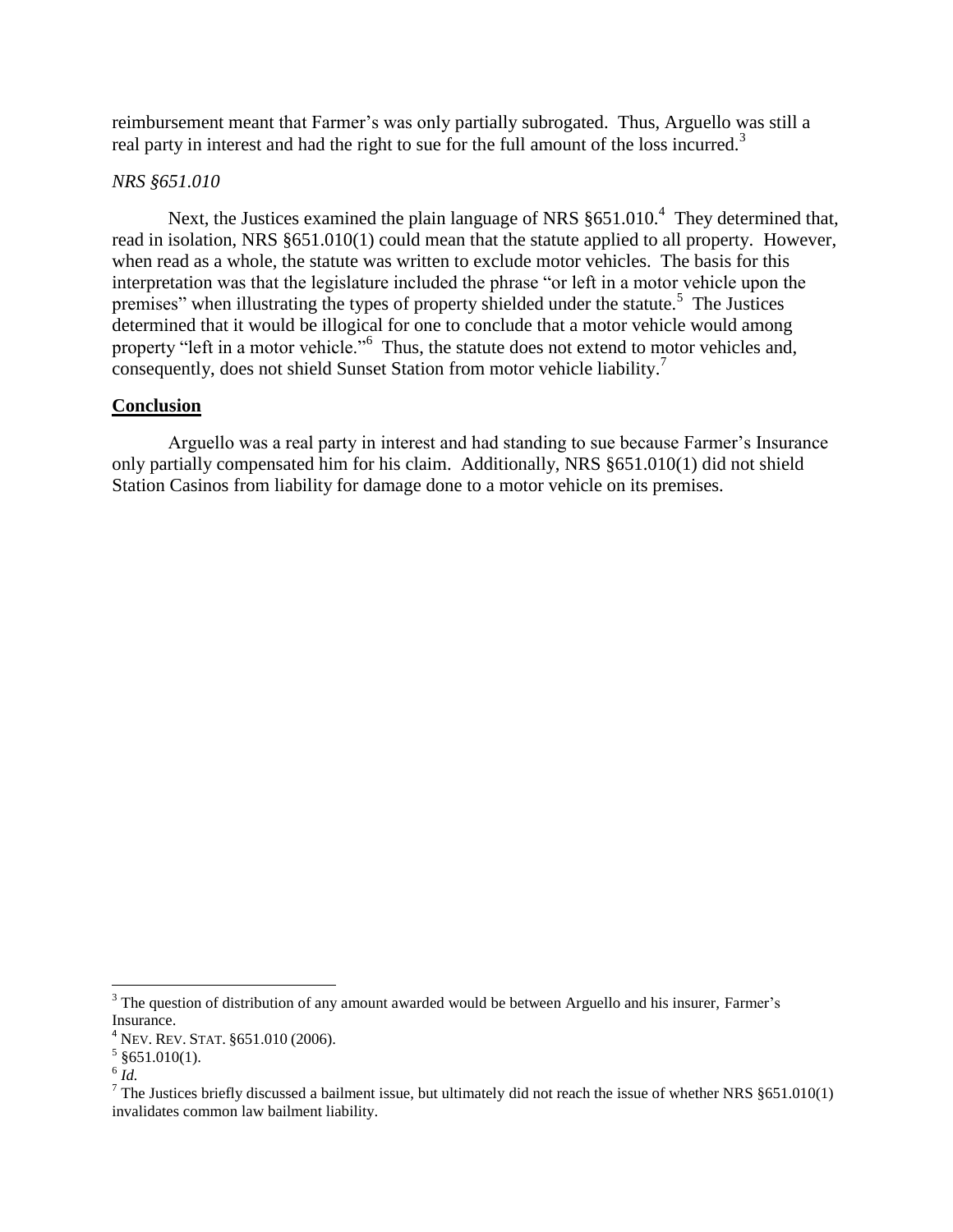reimbursement meant that Farmer's was only partially subrogated. Thus, Arguello was still a real party in interest and had the right to sue for the full amount of the loss incurred.[3]

*NRS §651.010*

Next, the Justices examined the plain language of NRS §651.010.[4] They determined that, read in isolation, NRS §651.010(1) could mean that the statute applied to all property. However, when read as a whole, the statute was written to exclude motor vehicles. The basis for this interpretation was that the legislature included the phrase "or left in a motor vehicle upon the premises" when illustrating the types of property shielded under the statute.[5] The Justices determined that it would be illogical for one to conclude that a motor vehicle would among property "left in a motor vehicle."[6] Thus, the statute does not extend to motor vehicles and, consequently, does not shield Sunset Station from motor vehicle liability.[7]

## **Conclusion**

Arguello was a real party in interest and had standing to sue because Farmer's Insurance only partially compensated him for his claim. Additionally, NRS §651.010(1) did not shield Station Casinos from liability for damage done to a motor vehicle on its premises.

---

[3] The question of distribution of any amount awarded would be between Arguello and his insurer, Farmer's Insurance.

[4] NEV. REV. STAT. §651.010 (2006).

[5] §651.010(1).

[6] *Id.*

[7] The Justices briefly discussed a bailment issue, but ultimately did not reach the issue of whether NRS §651.010(1) invalidates common law bailment liability.